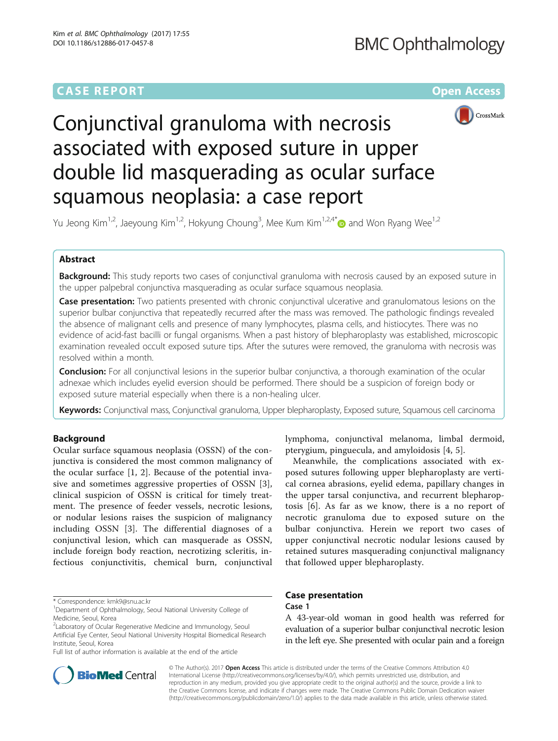CASE REPORT

Open Access

# Conjunctival granuloma with necrosis associated with exposed suture in upper double lid masquerading as ocular surface squamous neoplasia: a case report

Yu Jeong Kim[1,2], Jaeyoung Kim[1,2], Hokyung Choung[3], Mee Kum Kim[1,2,4*] and Won Ryang Wee[1,2]

## Abstract

**Background:** This study reports two cases of conjunctival granuloma with necrosis caused by an exposed suture in the upper palpebral conjunctiva masquerading as ocular surface squamous neoplasia.

**Case presentation:** Two patients presented with chronic conjunctival ulcerative and granulomatous lesions on the superior bulbar conjunctiva that repeatedly recurred after the mass was removed. The pathologic findings revealed the absence of malignant cells and presence of many lymphocytes, plasma cells, and histiocytes. There was no evidence of acid-fast bacilli or fungal organisms. When a past history of blepharoplasty was established, microscopic examination revealed occult exposed suture tips. After the sutures were removed, the granuloma with necrosis was resolved within a month.

**Conclusion:** For all conjunctival lesions in the superior bulbar conjunctiva, a thorough examination of the ocular adnexae which includes eyelid eversion should be performed. There should be a suspicion of foreign body or exposed suture material especially when there is a non-healing ulcer.

**Keywords:** Conjunctival mass, Conjunctival granuloma, Upper blepharoplasty, Exposed suture, Squamous cell carcinoma

## Background

Ocular surface squamous neoplasia (OSSN) of the conjunctiva is considered the most common malignancy of the ocular surface [1, 2]. Because of the potential invasive and sometimes aggressive properties of OSSN [3], clinical suspicion of OSSN is critical for timely treatment. The presence of feeder vessels, necrotic lesions, or nodular lesions raises the suspicion of malignancy including OSSN [3]. The differential diagnoses of a conjunctival lesion, which can masquerade as OSSN, include foreign body reaction, necrotizing scleritis, infectious conjunctivitis, chemical burn, conjunctival lymphoma, conjunctival melanoma, limbal dermoid, pterygium, pinguecula, and amyloidosis [4, 5].

Meanwhile, the complications associated with exposed sutures following upper blepharoplasty are vertical cornea abrasions, eyelid edema, papillary changes in the upper tarsal conjunctiva, and recurrent blepharoptosis [6]. As far as we know, there is a no report of necrotic granuloma due to exposed suture on the bulbar conjunctiva. Herein we report two cases of upper conjunctival necrotic nodular lesions caused by retained sutures masquerading conjunctival malignancy that followed upper blepharoplasty.

## Case presentation

### Case 1

A 43-year-old woman in good health was referred for evaluation of a superior bulbar conjunctival necrotic lesion in the left eye. She presented with ocular pain and a foreign

\* Correspondence: kmk9@snu.ac.kr
[1]Department of Ophthalmology, Seoul National University College of Medicine, Seoul, Korea
[2]Laboratory of Ocular Regenerative Medicine and Immunology, Seoul Artificial Eye Center, Seoul National University Hospital Biomedical Research Institute, Seoul, Korea
Full list of author information is available at the end of the article

© The Author(s). 2017 **Open Access** This article is distributed under the terms of the Creative Commons Attribution 4.0 International License (http://creativecommons.org/licenses/by/4.0/), which permits unrestricted use, distribution, and reproduction in any medium, provided you give appropriate credit to the original author(s) and the source, provide a link to the Creative Commons license, and indicate if changes were made. The Creative Commons Public Domain Dedication waiver (http://creativecommons.org/publicdomain/zero/1.0/) applies to the data made available in this article, unless otherwise stated.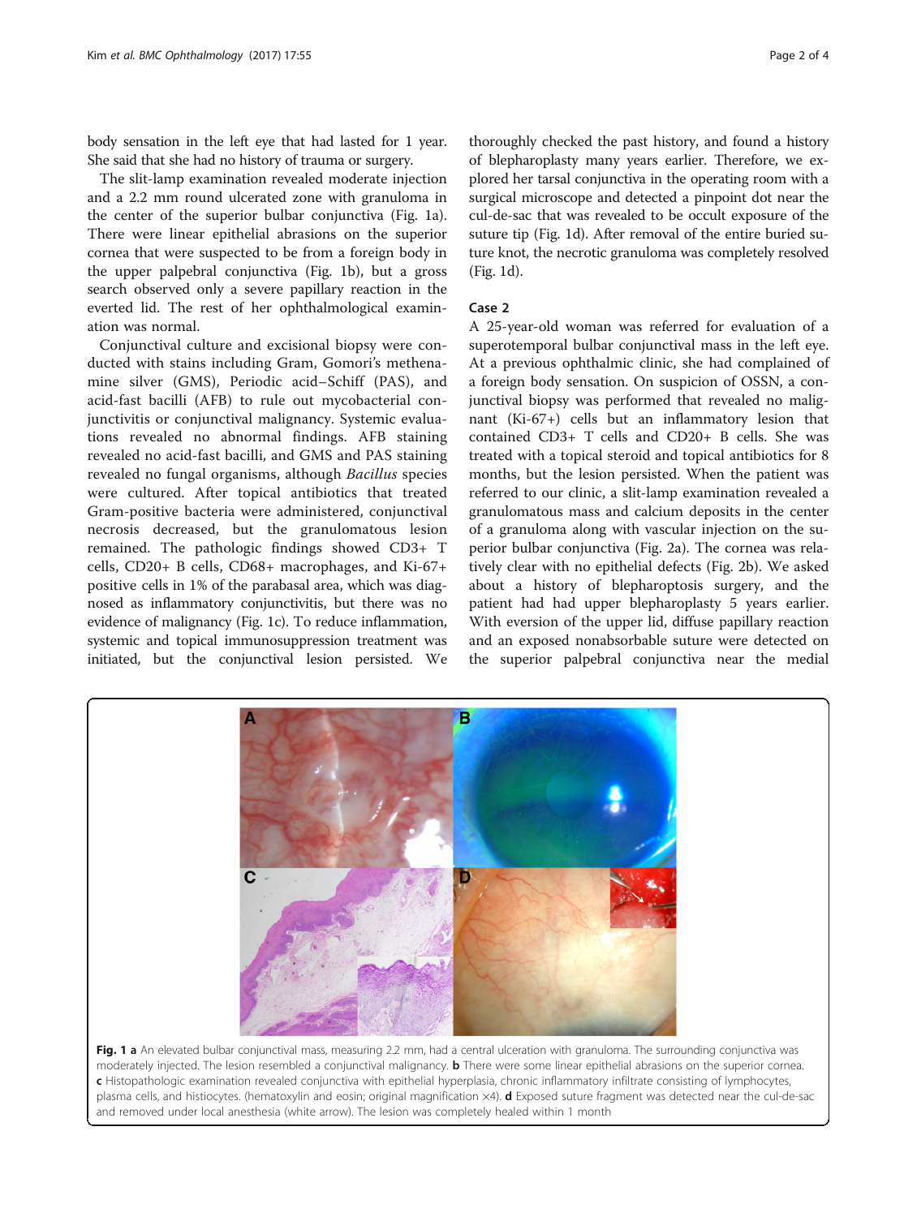body sensation in the left eye that had lasted for 1 year. She said that she had no history of trauma or surgery.

The slit-lamp examination revealed moderate injection and a 2.2 mm round ulcerated zone with granuloma in the center of the superior bulbar conjunctiva (Fig. 1a). There were linear epithelial abrasions on the superior cornea that were suspected to be from a foreign body in the upper palpebral conjunctiva (Fig. 1b), but a gross search observed only a severe papillary reaction in the everted lid. The rest of her ophthalmological examination was normal.

Conjunctival culture and excisional biopsy were conducted with stains including Gram, Gomori's methenamine silver (GMS), Periodic acid–Schiff (PAS), and acid-fast bacilli (AFB) to rule out mycobacterial conjunctivitis or conjunctival malignancy. Systemic evaluations revealed no abnormal findings. AFB staining revealed no acid-fast bacilli, and GMS and PAS staining revealed no fungal organisms, although *Bacillus* species were cultured. After topical antibiotics that treated Gram-positive bacteria were administered, conjunctival necrosis decreased, but the granulomatous lesion remained. The pathologic findings showed CD3+ T cells, CD20+ B cells, CD68+ macrophages, and Ki-67+ positive cells in 1% of the parabasal area, which was diagnosed as inflammatory conjunctivitis, but there was no evidence of malignancy (Fig. 1c). To reduce inflammation, systemic and topical immunosuppression treatment was initiated, but the conjunctival lesion persisted. We thoroughly checked the past history, and found a history of blepharoplasty many years earlier. Therefore, we explored her tarsal conjunctiva in the operating room with a surgical microscope and detected a pinpoint dot near the cul-de-sac that was revealed to be occult exposure of the suture tip (Fig. 1d). After removal of the entire buried suture knot, the necrotic granuloma was completely resolved (Fig. 1d).

### Case 2

A 25-year-old woman was referred for evaluation of a superotemporal bulbar conjunctival mass in the left eye. At a previous ophthalmic clinic, she had complained of a foreign body sensation. On suspicion of OSSN, a conjunctival biopsy was performed that revealed no malignant (Ki-67+) cells but an inflammatory lesion that contained CD3+ T cells and CD20+ B cells. She was treated with a topical steroid and topical antibiotics for 8 months, but the lesion persisted. When the patient was referred to our clinic, a slit-lamp examination revealed a granulomatous mass and calcium deposits in the center of a granuloma along with vascular injection on the superior bulbar conjunctiva (Fig. 2a). The cornea was relatively clear with no epithelial defects (Fig. 2b). We asked about a history of blepharoptosis surgery, and the patient had had upper blepharoplasty 5 years earlier. With eversion of the upper lid, diffuse papillary reaction and an exposed nonabsorbable suture were detected on the superior palpebral conjunctiva near the medial

**Fig. 1 a** An elevated bulbar conjunctival mass, measuring 2.2 mm, had a central ulceration with granuloma. The surrounding conjunctiva was moderately injected. The lesion resembled a conjunctival malignancy. **b** There were some linear epithelial abrasions on the superior cornea. **c** Histopathologic examination revealed conjunctiva with epithelial hyperplasia, chronic inflammatory infiltrate consisting of lymphocytes, plasma cells, and histiocytes. (hematoxylin and eosin; original magnification ×4). **d** Exposed suture fragment was detected near the cul-de-sac and removed under local anesthesia (white arrow). The lesion was completely healed within 1 month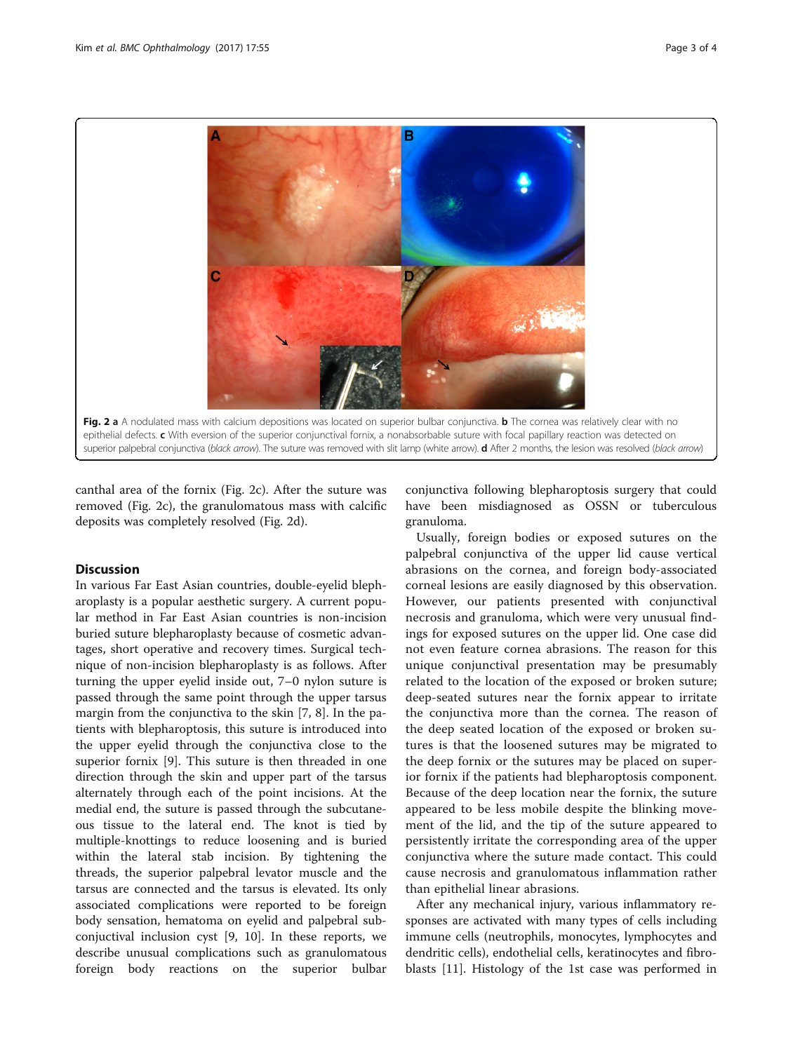**Fig. 2 a** A nodulated mass with calcium depositions was located on superior bulbar conjunctiva. **b** The cornea was relatively clear with no epithelial defects. **c** With eversion of the superior conjunctival fornix, a nonabsorbable suture with focal papillary reaction was detected on superior palpebral conjunctiva (*black arrow*). The suture was removed with slit lamp (white arrow). **d** After 2 months, the lesion was resolved (*black arrow*)

canthal area of the fornix (Fig. 2c). After the suture was removed (Fig. 2c), the granulomatous mass with calcific deposits was completely resolved (Fig. 2d).

## Discussion

In various Far East Asian countries, double-eyelid blepharoplasty is a popular aesthetic surgery. A current popular method in Far East Asian countries is non-incision buried suture blepharoplasty because of cosmetic advantages, short operative and recovery times. Surgical technique of non-incision blepharoplasty is as follows. After turning the upper eyelid inside out, 7–0 nylon suture is passed through the same point through the upper tarsus margin from the conjunctiva to the skin [7, 8]. In the patients with blepharoptosis, this suture is introduced into the upper eyelid through the conjunctiva close to the superior fornix [9]. This suture is then threaded in one direction through the skin and upper part of the tarsus alternately through each of the point incisions. At the medial end, the suture is passed through the subcutaneous tissue to the lateral end. The knot is tied by multiple-knottings to reduce loosening and is buried within the lateral stab incision. By tightening the threads, the superior palpebral levator muscle and the tarsus are connected and the tarsus is elevated. Its only associated complications were reported to be foreign body sensation, hematoma on eyelid and palpebral subconjuctival inclusion cyst [9, 10]. In these reports, we describe unusual complications such as granulomatous foreign body reactions on the superior bulbar conjunctiva following blepharoptosis surgery that could have been misdiagnosed as OSSN or tuberculous granuloma.

Usually, foreign bodies or exposed sutures on the palpebral conjunctiva of the upper lid cause vertical abrasions on the cornea, and foreign body-associated corneal lesions are easily diagnosed by this observation. However, our patients presented with conjunctival necrosis and granuloma, which were very unusual findings for exposed sutures on the upper lid. One case did not even feature cornea abrasions. The reason for this unique conjunctival presentation may be presumably related to the location of the exposed or broken suture; deep-seated sutures near the fornix appear to irritate the conjunctiva more than the cornea. The reason of the deep seated location of the exposed or broken sutures is that the loosened sutures may be migrated to the deep fornix or the sutures may be placed on superior fornix if the patients had blepharoptosis component. Because of the deep location near the fornix, the suture appeared to be less mobile despite the blinking movement of the lid, and the tip of the suture appeared to persistently irritate the corresponding area of the upper conjunctiva where the suture made contact. This could cause necrosis and granulomatous inflammation rather than epithelial linear abrasions.

After any mechanical injury, various inflammatory responses are activated with many types of cells including immune cells (neutrophils, monocytes, lymphocytes and dendritic cells), endothelial cells, keratinocytes and fibroblasts [11]. Histology of the 1st case was performed in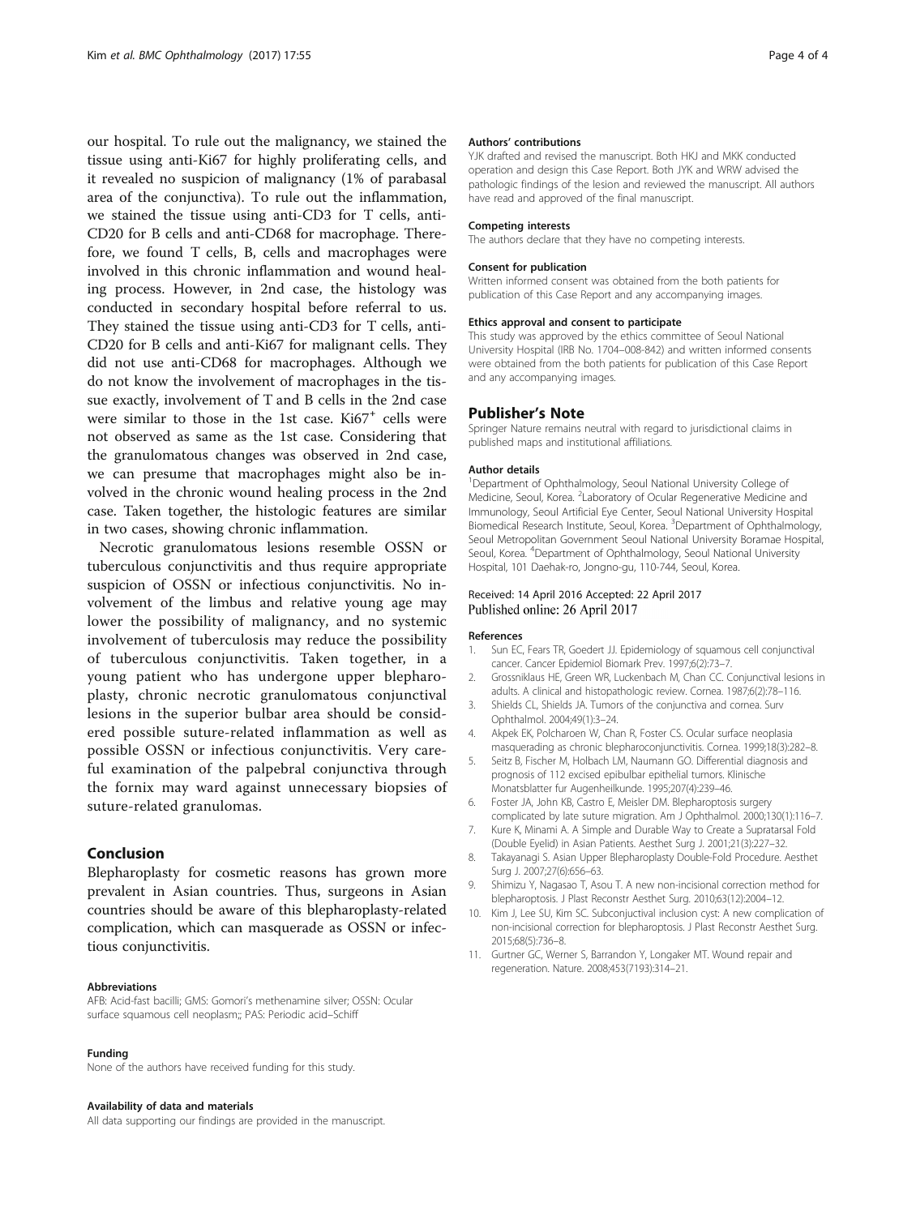our hospital. To rule out the malignancy, we stained the tissue using anti-Ki67 for highly proliferating cells, and it revealed no suspicion of malignancy (1% of parabasal area of the conjunctiva). To rule out the inflammation, we stained the tissue using anti-CD3 for T cells, anti-CD20 for B cells and anti-CD68 for macrophage. Therefore, we found T cells, B, cells and macrophages were involved in this chronic inflammation and wound healing process. However, in 2nd case, the histology was conducted in secondary hospital before referral to us. They stained the tissue using anti-CD3 for T cells, anti-CD20 for B cells and anti-Ki67 for malignant cells. They did not use anti-CD68 for macrophages. Although we do not know the involvement of macrophages in the tissue exactly, involvement of T and B cells in the 2nd case were similar to those in the 1st case. $Ki67^{+}$ cells were not observed as same as the 1st case. Considering that the granulomatous changes was observed in 2nd case, we can presume that macrophages might also be involved in the chronic wound healing process in the 2nd case. Taken together, the histologic features are similar in two cases, showing chronic inflammation.

Necrotic granulomatous lesions resemble OSSN or tuberculous conjunctivitis and thus require appropriate suspicion of OSSN or infectious conjunctivitis. No involvement of the limbus and relative young age may lower the possibility of malignancy, and no systemic involvement of tuberculosis may reduce the possibility of tuberculous conjunctivitis. Taken together, in a young patient who has undergone upper blepharoplasty, chronic necrotic granulomatous conjunctival lesions in the superior bulbar area should be considered possible suture-related inflammation as well as possible OSSN or infectious conjunctivitis. Very careful examination of the palpebral conjunctiva through the fornix may ward against unnecessary biopsies of suture-related granulomas.

## Conclusion

Blepharoplasty for cosmetic reasons has grown more prevalent in Asian countries. Thus, surgeons in Asian countries should be aware of this blepharoplasty-related complication, which can masquerade as OSSN or infectious conjunctivitis.

#### Abbreviations

AFB: Acid-fast bacilli; GMS: Gomori's methenamine silver; OSSN: Ocular surface squamous cell neoplasm;; PAS: Periodic acid–Schiff

#### Funding

None of the authors have received funding for this study.

#### Availability of data and materials

All data supporting our findings are provided in the manuscript.

#### Authors' contributions

YJK drafted and revised the manuscript. Both HKJ and MKK conducted operation and design this Case Report. Both JYK and WRW advised the pathologic findings of the lesion and reviewed the manuscript. All authors have read and approved of the final manuscript.

#### Competing interests

The authors declare that they have no competing interests.

#### Consent for publication

Written informed consent was obtained from the both patients for publication of this Case Report and any accompanying images.

#### Ethics approval and consent to participate

This study was approved by the ethics committee of Seoul National University Hospital (IRB No. 1704–008-842) and written informed consents were obtained from the both patients for publication of this Case Report and any accompanying images.

## Publisher's Note

Springer Nature remains neutral with regard to jurisdictional claims in published maps and institutional affiliations.

#### Author details

[1]Department of Ophthalmology, Seoul National University College of Medicine, Seoul, Korea. [2]Laboratory of Ocular Regenerative Medicine and Immunology, Seoul Artificial Eye Center, Seoul National University Hospital Biomedical Research Institute, Seoul, Korea. [3]Department of Ophthalmology, Seoul Metropolitan Government Seoul National University Boramae Hospital, Seoul, Korea. [4]Department of Ophthalmology, Seoul National University Hospital, 101 Daehak-ro, Jongno-gu, 110-744, Seoul, Korea.

Received: 14 April 2016 Accepted: 22 April 2017
Published online: 26 April 2017

#### References

1. Sun EC, Fears TR, Goedert JJ. Epidemiology of squamous cell conjunctival cancer. Cancer Epidemiol Biomark Prev. 1997;6(2):73–7.
2. Grossniklaus HE, Green WR, Luckenbach M, Chan CC. Conjunctival lesions in adults. A clinical and histopathologic review. Cornea. 1987;6(2):78–116.
3. Shields CL, Shields JA. Tumors of the conjunctiva and cornea. Surv Ophthalmol. 2004;49(1):3–24.
4. Akpek EK, Polcharoen W, Chan R, Foster CS. Ocular surface neoplasia masquerading as chronic blepharoconjunctivitis. Cornea. 1999;18(3):282–8.
5. Seitz B, Fischer M, Holbach LM, Naumann GO. Differential diagnosis and prognosis of 112 excised epibulbar epithelial tumors. Klinische Monatsblatter fur Augenheilkunde. 1995;207(4):239–46.
6. Foster JA, John KB, Castro E, Meisler DM. Blepharoptosis surgery complicated by late suture migration. Am J Ophthalmol. 2000;130(1):116–7.
7. Kure K, Minami A. A Simple and Durable Way to Create a Supratarsal Fold (Double Eyelid) in Asian Patients. Aesthet Surg J. 2001;21(3):227–32.
8. Takayanagi S. Asian Upper Blepharoplasty Double-Fold Procedure. Aesthet Surg J. 2007;27(6):656–63.
9. Shimizu Y, Nagasao T, Asou T. A new non-incisional correction method for blepharoptosis. J Plast Reconstr Aesthet Surg. 2010;63(12):2004–12.
10. Kim J, Lee SU, Kim SC. Subconjuctival inclusion cyst: A new complication of non-incisional correction for blepharoptosis. J Plast Reconstr Aesthet Surg. 2015;68(5):736–8.
11. Gurtner GC, Werner S, Barrandon Y, Longaker MT. Wound repair and regeneration. Nature. 2008;453(7193):314–21.